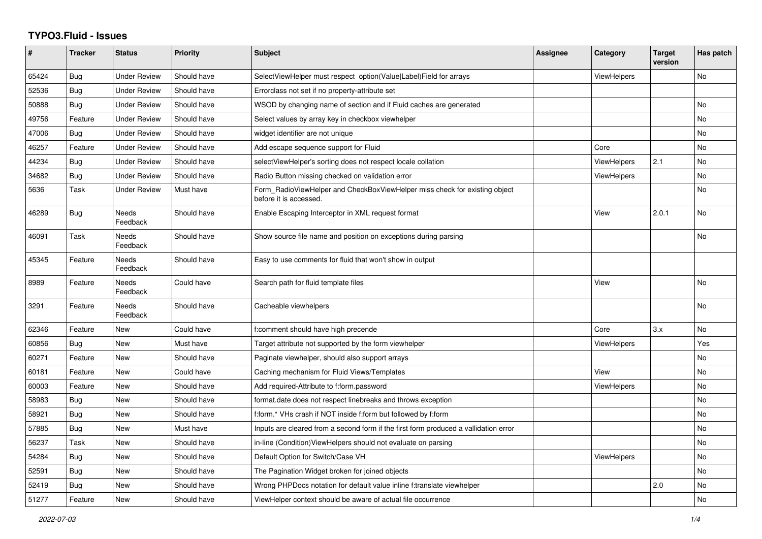# TYPO3.Fluid - Issues

| # | Tracker | Status | Priority | Subject | Assignee | Category | Target version | Has patch |
|---|---|---|---|---|---|---|---|---|
| 65424 | Bug | Under Review | Should have | SelectViewHelper must respect option(Value\|Label)Field for arrays | | ViewHelpers | | No |
| 52536 | Bug | Under Review | Should have | Errorclass not set if no property-attribute set | | | | |
| 50888 | Bug | Under Review | Should have | WSOD by changing name of section and if Fluid caches are generated | | | | No |
| 49756 | Feature | Under Review | Should have | Select values by array key in checkbox viewhelper | | | | No |
| 47006 | Bug | Under Review | Should have | widget identifier are not unique | | | | No |
| 46257 | Feature | Under Review | Should have | Add escape sequence support for Fluid | | Core | | No |
| 44234 | Bug | Under Review | Should have | selectViewHelper's sorting does not respect locale collation | | ViewHelpers | 2.1 | No |
| 34682 | Bug | Under Review | Should have | Radio Button missing checked on validation error | | ViewHelpers | | No |
| 5636 | Task | Under Review | Must have | Form_RadioViewHelper and CheckBoxViewHelper miss check for existing object before it is accessed. | | | | No |
| 46289 | Bug | Needs Feedback | Should have | Enable Escaping Interceptor in XML request format | | View | 2.0.1 | No |
| 46091 | Task | Needs Feedback | Should have | Show source file name and position on exceptions during parsing | | | | No |
| 45345 | Feature | Needs Feedback | Should have | Easy to use comments for fluid that won't show in output | | | | |
| 8989 | Feature | Needs Feedback | Could have | Search path for fluid template files | | View | | No |
| 3291 | Feature | Needs Feedback | Should have | Cacheable viewhelpers | | | | No |
| 62346 | Feature | New | Could have | f:comment should have high precende | | Core | 3.x | No |
| 60856 | Bug | New | Must have | Target attribute not supported by the form viewhelper | | ViewHelpers | | Yes |
| 60271 | Feature | New | Should have | Paginate viewhelper, should also support arrays | | | | No |
| 60181 | Feature | New | Could have | Caching mechanism for Fluid Views/Templates | | View | | No |
| 60003 | Feature | New | Should have | Add required-Attribute to f:form.password | | ViewHelpers | | No |
| 58983 | Bug | New | Should have | format.date does not respect linebreaks and throws exception | | | | No |
| 58921 | Bug | New | Should have | f:form.* VHs crash if NOT inside f:form but followed by f:form | | | | No |
| 57885 | Bug | New | Must have | Inputs are cleared from a second form if the first form produced a vallidation error | | | | No |
| 56237 | Task | New | Should have | in-line (Condition)ViewHelpers should not evaluate on parsing | | | | No |
| 54284 | Bug | New | Should have | Default Option for Switch/Case VH | | ViewHelpers | | No |
| 52591 | Bug | New | Should have | The Pagination Widget broken for joined objects | | | | No |
| 52419 | Bug | New | Should have | Wrong PHPDocs notation for default value inline f:translate viewhelper | | | 2.0 | No |
| 51277 | Feature | New | Should have | ViewHelper context should be aware of actual file occurrence | | | | No |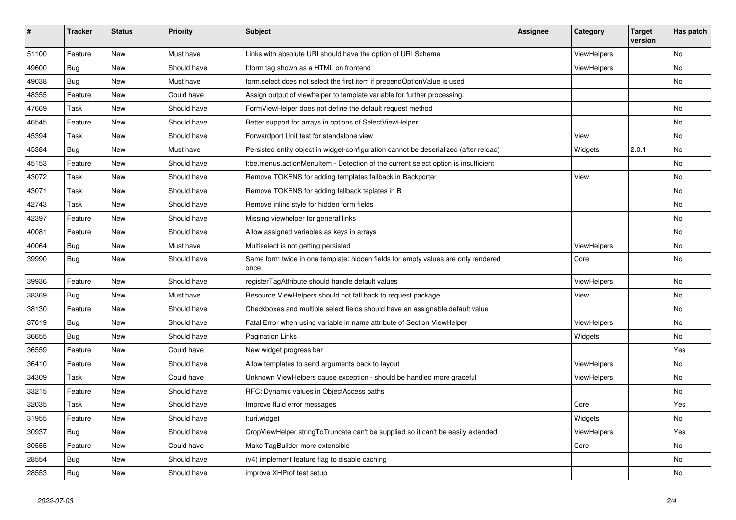| # | Tracker | Status | Priority | Subject | Assignee | Category | Target version | Has patch |
|---|---|---|---|---|---|---|---|---|
| 51100 | Feature | New | Must have | Links with absolute URI should have the option of URI Scheme | | ViewHelpers | | No |
| 49600 | Bug | New | Should have | f:form tag shown as a HTML on frontend | | ViewHelpers | | No |
| 49038 | Bug | New | Must have | form.select does not select the first item if prependOptionValue is used | | | | No |
| 48355 | Feature | New | Could have | Assign output of viewhelper to template variable for further processing. | | | | |
| 47669 | Task | New | Should have | FormViewHelper does not define the default request method | | | | No |
| 46545 | Feature | New | Should have | Better support for arrays in options of SelectViewHelper | | | | No |
| 45394 | Task | New | Should have | Forwardport Unit test for standalone view | | View | | No |
| 45384 | Bug | New | Must have | Persisted entity object in widget-configuration cannot be deserialized (after reload) | | Widgets | 2.0.1 | No |
| 45153 | Feature | New | Should have | f:be.menus.actionMenuItem - Detection of the current select option is insufficient | | | | No |
| 43072 | Task | New | Should have | Remove TOKENS for adding templates fallback in Backporter | | View | | No |
| 43071 | Task | New | Should have | Remove TOKENS for adding fallback teplates in B | | | | No |
| 42743 | Task | New | Should have | Remove inline style for hidden form fields | | | | No |
| 42397 | Feature | New | Should have | Missing viewhelper for general links | | | | No |
| 40081 | Feature | New | Should have | Allow assigned variables as keys in arrays | | | | No |
| 40064 | Bug | New | Must have | Multiselect is not getting persisted | | ViewHelpers | | No |
| 39990 | Bug | New | Should have | Same form twice in one template: hidden fields for empty values are only rendered once | | Core | | No |
| 39936 | Feature | New | Should have | registerTagAttribute should handle default values | | ViewHelpers | | No |
| 38369 | Bug | New | Must have | Resource ViewHelpers should not fall back to request package | | View | | No |
| 38130 | Feature | New | Should have | Checkboxes and multiple select fields should have an assignable default value | | | | No |
| 37619 | Bug | New | Should have | Fatal Error when using variable in name attribute of Section ViewHelper | | ViewHelpers | | No |
| 36655 | Bug | New | Should have | Pagination Links | | Widgets | | No |
| 36559 | Feature | New | Could have | New widget progress bar | | | | Yes |
| 36410 | Feature | New | Should have | Allow templates to send arguments back to layout | | ViewHelpers | | No |
| 34309 | Task | New | Could have | Unknown ViewHelpers cause exception - should be handled more graceful | | ViewHelpers | | No |
| 33215 | Feature | New | Should have | RFC: Dynamic values in ObjectAccess paths | | | | No |
| 32035 | Task | New | Should have | Improve fluid error messages | | Core | | Yes |
| 31955 | Feature | New | Should have | f:uri.widget | | Widgets | | No |
| 30937 | Bug | New | Should have | CropViewHelper stringToTruncate can't be supplied so it can't be easily extended | | ViewHelpers | | Yes |
| 30555 | Feature | New | Could have | Make TagBuilder more extensible | | Core | | No |
| 28554 | Bug | New | Should have | (v4) implement feature flag to disable caching | | | | No |
| 28553 | Bug | New | Should have | improve XHProf test setup | | | | No |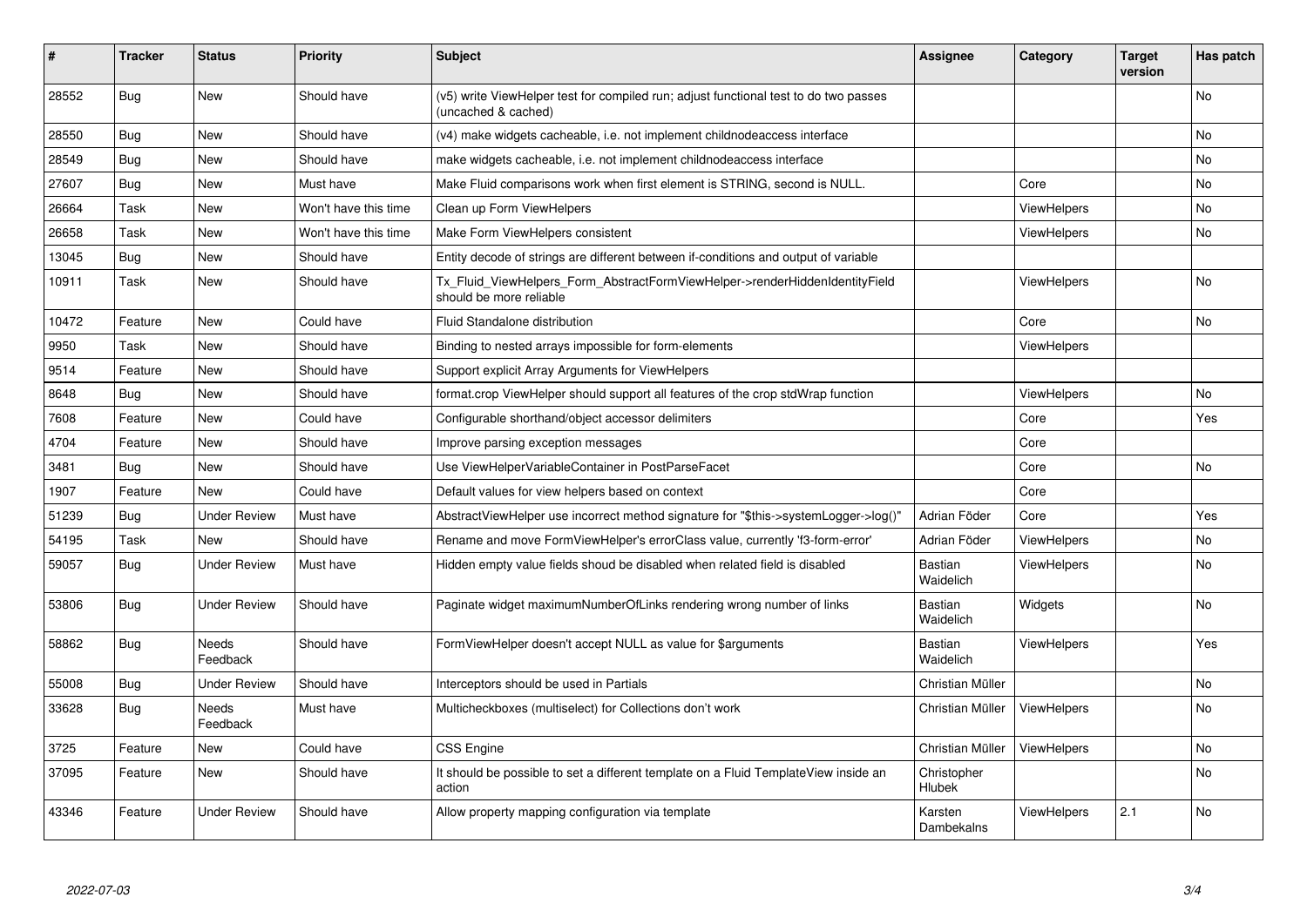| # | Tracker | Status | Priority | Subject | Assignee | Category | Target version | Has patch |
|---|---|---|---|---|---|---|---|---|
| 28552 | Bug | New | Should have | (v5) write ViewHelper test for compiled run; adjust functional test to do two passes (uncached & cached) | | | | No |
| 28550 | Bug | New | Should have | (v4) make widgets cacheable, i.e. not implement childnodeaccess interface | | | | No |
| 28549 | Bug | New | Should have | make widgets cacheable, i.e. not implement childnodeaccess interface | | | | No |
| 27607 | Bug | New | Must have | Make Fluid comparisons work when first element is STRING, second is NULL. | | Core | | No |
| 26664 | Task | New | Won't have this time | Clean up Form ViewHelpers | | ViewHelpers | | No |
| 26658 | Task | New | Won't have this time | Make Form ViewHelpers consistent | | ViewHelpers | | No |
| 13045 | Bug | New | Should have | Entity decode of strings are different between if-conditions and output of variable | | | | |
| 10911 | Task | New | Should have | Tx_Fluid_ViewHelpers_Form_AbstractFormViewHelper->renderHiddenIdentityField should be more reliable | | ViewHelpers | | No |
| 10472 | Feature | New | Could have | Fluid Standalone distribution | | Core | | No |
| 9950 | Task | New | Should have | Binding to nested arrays impossible for form-elements | | ViewHelpers | | |
| 9514 | Feature | New | Should have | Support explicit Array Arguments for ViewHelpers | | | | |
| 8648 | Bug | New | Should have | format.crop ViewHelper should support all features of the crop stdWrap function | | ViewHelpers | | No |
| 7608 | Feature | New | Could have | Configurable shorthand/object accessor delimiters | | Core | | Yes |
| 4704 | Feature | New | Should have | Improve parsing exception messages | | Core | | |
| 3481 | Bug | New | Should have | Use ViewHelperVariableContainer in PostParseFacet | | Core | | No |
| 1907 | Feature | New | Could have | Default values for view helpers based on context | | Core | | |
| 51239 | Bug | Under Review | Must have | AbstractViewHelper use incorrect method signature for "$this->systemLogger->log()" | Adrian Föder | Core | | Yes |
| 54195 | Task | New | Should have | Rename and move FormViewHelper's errorClass value, currently 'f3-form-error' | Adrian Föder | ViewHelpers | | No |
| 59057 | Bug | Under Review | Must have | Hidden empty value fields shoud be disabled when related field is disabled | Bastian Waidelich | ViewHelpers | | No |
| 53806 | Bug | Under Review | Should have | Paginate widget maximumNumberOfLinks rendering wrong number of links | Bastian Waidelich | Widgets | | No |
| 58862 | Bug | Needs Feedback | Should have | FormViewHelper doesn't accept NULL as value for $arguments | Bastian Waidelich | ViewHelpers | | Yes |
| 55008 | Bug | Under Review | Should have | Interceptors should be used in Partials | Christian Müller | | | No |
| 33628 | Bug | Needs Feedback | Must have | Multicheckboxes (multiselect) for Collections don't work | Christian Müller | ViewHelpers | | No |
| 3725 | Feature | New | Could have | CSS Engine | Christian Müller | ViewHelpers | | No |
| 37095 | Feature | New | Should have | It should be possible to set a different template on a Fluid TemplateView inside an action | Christopher Hlubek | | | No |
| 43346 | Feature | Under Review | Should have | Allow property mapping configuration via template | Karsten Dambekalns | ViewHelpers | 2.1 | No |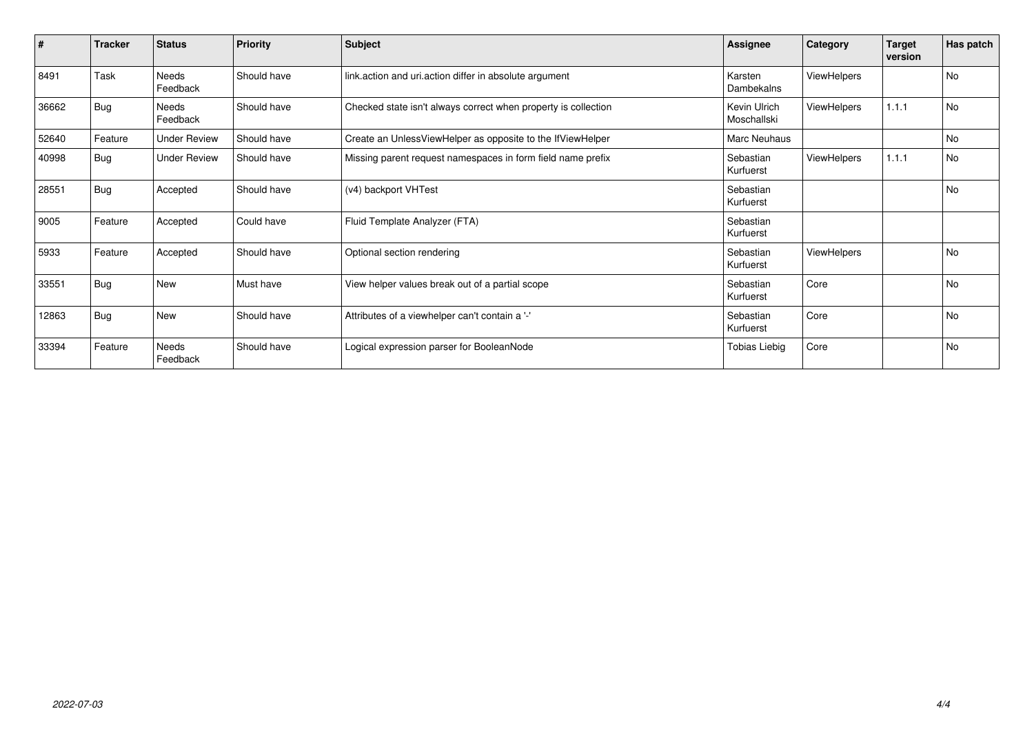| # | Tracker | Status | Priority | Subject | Assignee | Category | Target version | Has patch |
|---|---|---|---|---|---|---|---|---|
| 8491 | Task | Needs Feedback | Should have | link.action and uri.action differ in absolute argument | Karsten Dambekalns | ViewHelpers | | No |
| 36662 | Bug | Needs Feedback | Should have | Checked state isn't always correct when property is collection | Kevin Ulrich Moschallski | ViewHelpers | 1.1.1 | No |
| 52640 | Feature | Under Review | Should have | Create an UnlessViewHelper as opposite to the IfViewHelper | Marc Neuhaus | | | No |
| 40998 | Bug | Under Review | Should have | Missing parent request namespaces in form field name prefix | Sebastian Kurfuerst | ViewHelpers | 1.1.1 | No |
| 28551 | Bug | Accepted | Should have | (v4) backport VHTest | Sebastian Kurfuerst | | | No |
| 9005 | Feature | Accepted | Could have | Fluid Template Analyzer (FTA) | Sebastian Kurfuerst | | | |
| 5933 | Feature | Accepted | Should have | Optional section rendering | Sebastian Kurfuerst | ViewHelpers | | No |
| 33551 | Bug | New | Must have | View helper values break out of a partial scope | Sebastian Kurfuerst | Core | | No |
| 12863 | Bug | New | Should have | Attributes of a viewhelper can't contain a '-' | Sebastian Kurfuerst | Core | | No |
| 33394 | Feature | Needs Feedback | Should have | Logical expression parser for BooleanNode | Tobias Liebig | Core | | No |

*2022-07-03*